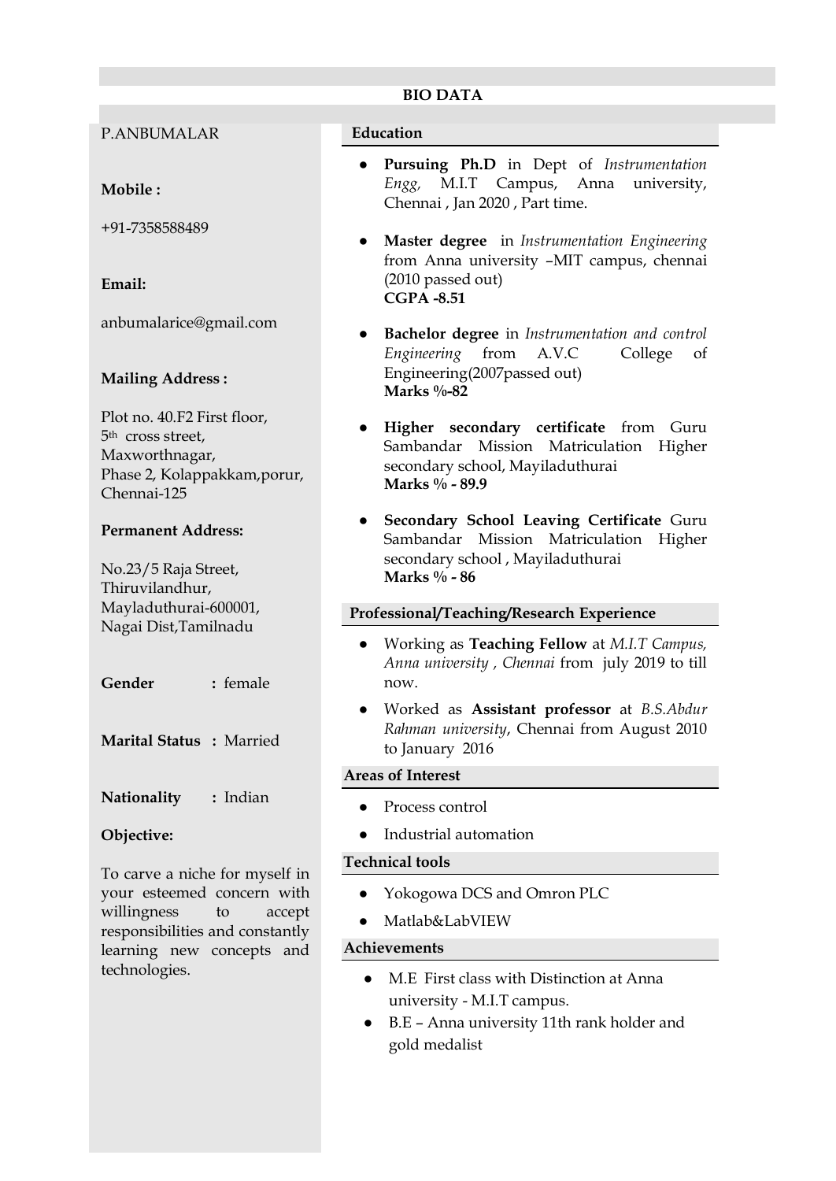# BIO DATA

P.ANBUMALAR

**Mobile :**

+91-7358588489

**Email:**

anbumalarice@gmail.com

**Mailing Address :**

Plot no. 40.F2 First floor,
5th cross street,
Maxworthnagar,
Phase 2, Kolappakkam,porur,
Chennai-125

**Permanent Address:**

No.23/5 Raja Street,
Thiruvilandhur,
Mayladuthurai-600001,
Nagai Dist,Tamilnadu

**Gender** : female

**Marital Status** : Married

**Nationality** : Indian

**Objective:**

To carve a niche for myself in your esteemed concern with willingness to accept responsibilities and constantly learning new concepts and technologies.

## Education

- **Pursuing Ph.D** in Dept of *Instrumentation Engg,* M.I.T Campus, Anna university, Chennai , Jan 2020 , Part time.
- **Master degree** in *Instrumentation Engineering* from Anna university –MIT campus, chennai (2010 passed out)
  **CGPA -8.51**
- **Bachelor degree** in *Instrumentation and control Engineering* from A.V.C College of Engineering(2007passed out)
  **Marks %-82**
- **Higher secondary certificate** from Guru Sambandar Mission Matriculation Higher secondary school, Mayiladuthurai
  **Marks % - 89.9**
- **Secondary School Leaving Certificate** Guru Sambandar Mission Matriculation Higher secondary school , Mayiladuthurai
  **Marks % - 86**

## Professional/Teaching/Research Experience

- Working as **Teaching Fellow** at *M.I.T Campus, Anna university , Chennai* from july 2019 to till now.
- Worked as **Assistant professor** at *B.S.Abdur Rahman university*, Chennai from August 2010 to January 2016

## Areas of Interest

- Process control
- Industrial automation

## Technical tools

- Yokogowa DCS and Omron PLC
- Matlab&LabVIEW

## Achievements

- M.E First class with Distinction at Anna university - M.I.T campus.
- B.E – Anna university 11th rank holder and gold medalist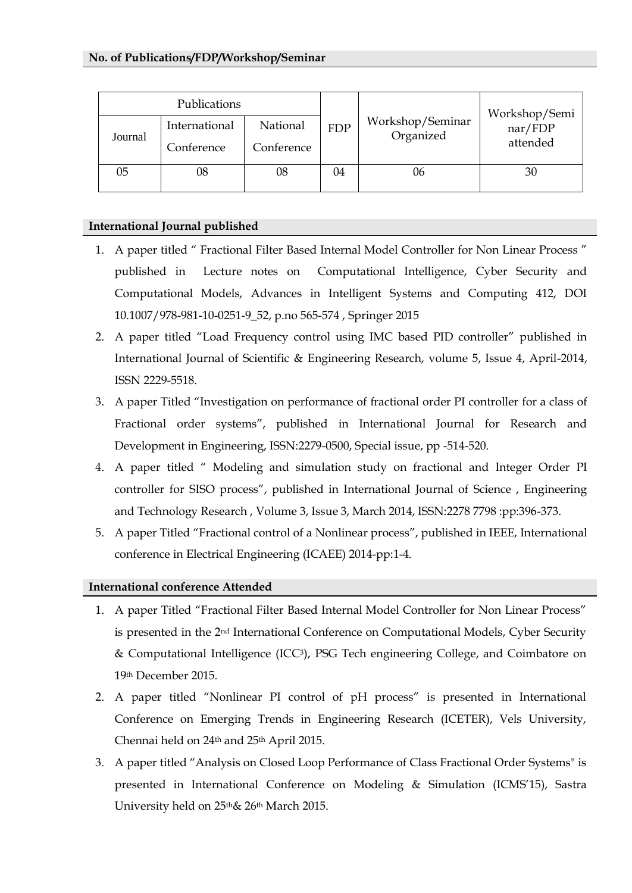## No. of Publications/FDP/Workshop/Seminar

| Publications | | | FDP | Workshop/Seminar Organized | Workshop/Seminar/FDP attended |
|---|---|---|---|---|---|
| Journal | International Conference | National Conference | | | |
| 05 | 08 | 08 | 04 | 06 | 30 |

## International Journal published

1. A paper titled " Fractional Filter Based Internal Model Controller for Non Linear Process " published in Lecture notes on Computational Intelligence, Cyber Security and Computational Models, Advances in Intelligent Systems and Computing 412, DOI 10.1007/978-981-10-0251-9_52, p.no 565-574 , Springer 2015
2. A paper titled "Load Frequency control using IMC based PID controller" published in International Journal of Scientific & Engineering Research, volume 5, Issue 4, April-2014, ISSN 2229-5518.
3. A paper Titled "Investigation on performance of fractional order PI controller for a class of Fractional order systems", published in International Journal for Research and Development in Engineering, ISSN:2279-0500, Special issue, pp -514-520.
4. A paper titled " Modeling and simulation study on fractional and Integer Order PI controller for SISO process", published in International Journal of Science , Engineering and Technology Research , Volume 3, Issue 3, March 2014, ISSN:2278 7798 :pp:396-373.
5. A paper Titled "Fractional control of a Nonlinear process", published in IEEE, International conference in Electrical Engineering (ICAEE) 2014-pp:1-4.

## International conference Attended

1. A paper Titled "Fractional Filter Based Internal Model Controller for Non Linear Process" is presented in the 2nd International Conference on Computational Models, Cyber Security & Computational Intelligence (ICC3), PSG Tech engineering College, and Coimbatore on 19th December 2015.
2. A paper titled "Nonlinear PI control of pH process" is presented in International Conference on Emerging Trends in Engineering Research (ICETER), Vels University, Chennai held on 24th and 25th April 2015.
3. A paper titled "Analysis on Closed Loop Performance of Class Fractional Order Systems" is presented in International Conference on Modeling & Simulation (ICMS'15), Sastra University held on 25th& 26th March 2015.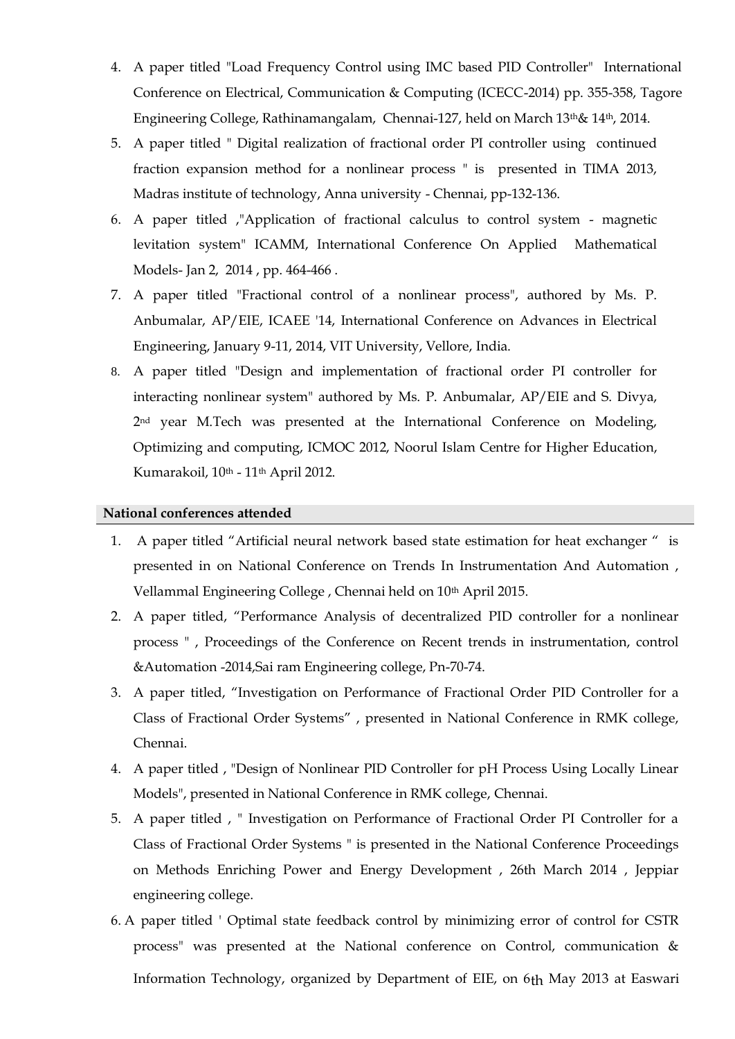4. A paper titled "Load Frequency Control using IMC based PID Controller" International Conference on Electrical, Communication & Computing (ICECC-2014) pp. 355-358, Tagore Engineering College, Rathinamangalam, Chennai-127, held on March 13th& 14th, 2014.
5. A paper titled " Digital realization of fractional order PI controller using continued fraction expansion method for a nonlinear process " is presented in TIMA 2013, Madras institute of technology, Anna university - Chennai, pp-132-136.
6. A paper titled ,"Application of fractional calculus to control system - magnetic levitation system" ICAMM, International Conference On Applied Mathematical Models- Jan 2, 2014 , pp. 464-466 .
7. A paper titled "Fractional control of a nonlinear process", authored by Ms. P. Anbumalar, AP/EIE, ICAEE '14, International Conference on Advances in Electrical Engineering, January 9-11, 2014, VIT University, Vellore, India.
8. A paper titled "Design and implementation of fractional order PI controller for interacting nonlinear system" authored by Ms. P. Anbumalar, AP/EIE and S. Divya, 2nd year M.Tech was presented at the International Conference on Modeling, Optimizing and computing, ICMOC 2012, Noorul Islam Centre for Higher Education, Kumarakoil, 10th - 11th April 2012.

**National conferences attended**

1. A paper titled "Artificial neural network based state estimation for heat exchanger " is presented in on National Conference on Trends In Instrumentation And Automation , Vellammal Engineering College , Chennai held on 10th April 2015.
2. A paper titled, "Performance Analysis of decentralized PID controller for a nonlinear process " , Proceedings of the Conference on Recent trends in instrumentation, control &Automation -2014,Sai ram Engineering college, Pn-70-74.
3. A paper titled, "Investigation on Performance of Fractional Order PID Controller for a Class of Fractional Order Systems" , presented in National Conference in RMK college, Chennai.
4. A paper titled , "Design of Nonlinear PID Controller for pH Process Using Locally Linear Models", presented in National Conference in RMK college, Chennai.
5. A paper titled , " Investigation on Performance of Fractional Order PI Controller for a Class of Fractional Order Systems " is presented in the National Conference Proceedings on Methods Enriching Power and Energy Development , 26th March 2014 , Jeppiar engineering college.
6. A paper titled ' Optimal state feedback control by minimizing error of control for CSTR process" was presented at the National conference on Control, communication & Information Technology, organized by Department of EIE, on 6th May 2013 at Easwari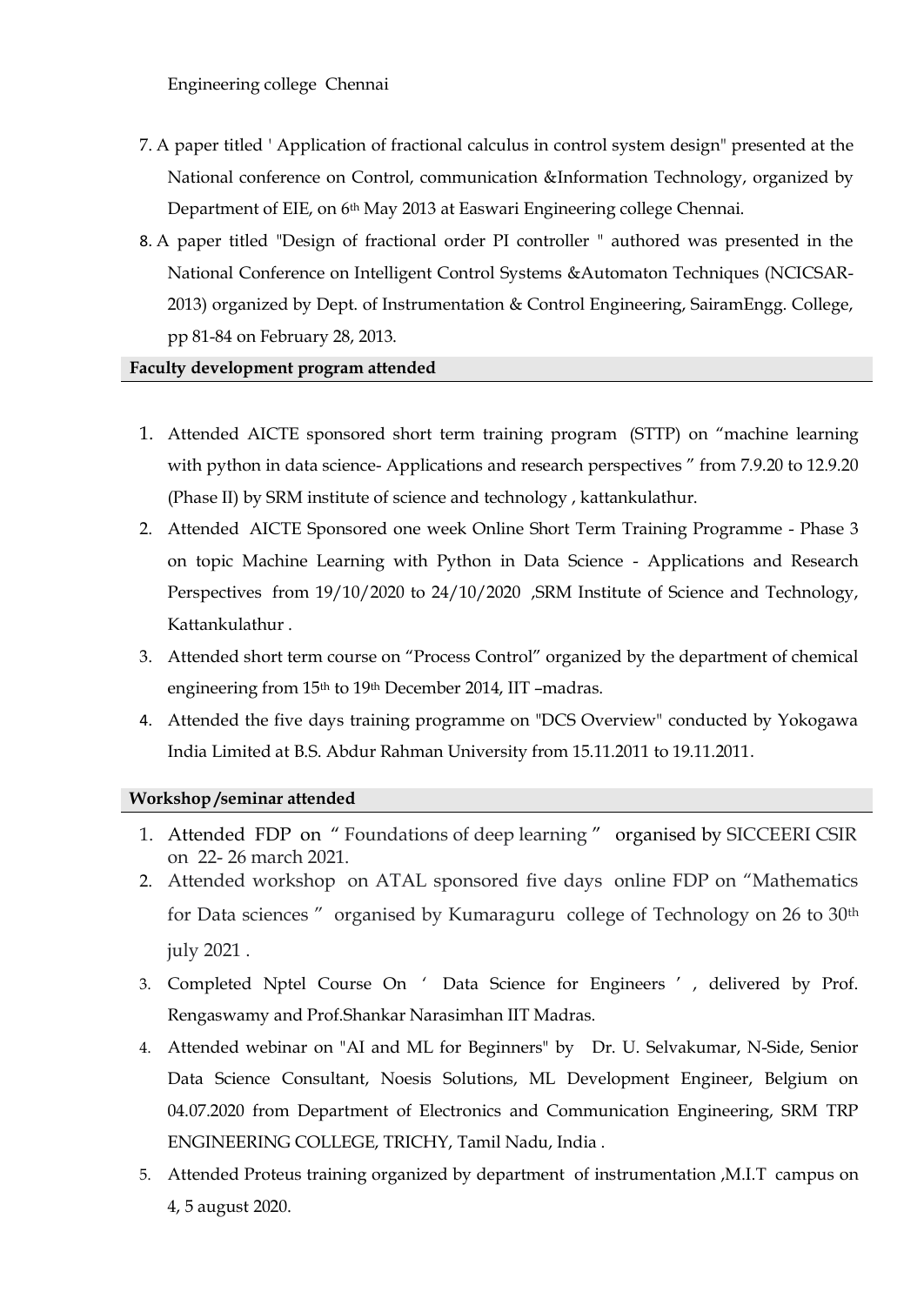Engineering college Chennai

7. A paper titled ' Application of fractional calculus in control system design" presented at the National conference on Control, communication &Information Technology, organized by Department of EIE, on 6th May 2013 at Easwari Engineering college Chennai.
8. A paper titled "Design of fractional order PI controller " authored was presented in the National Conference on Intelligent Control Systems &Automaton Techniques (NCICSAR-2013) organized by Dept. of Instrumentation & Control Engineering, SairamEngg. College, pp 81-84 on February 28, 2013.

**Faculty development program attended**

1. Attended AICTE sponsored short term training program (STTP) on "machine learning with python in data science- Applications and research perspectives " from 7.9.20 to 12.9.20 (Phase II) by SRM institute of science and technology , kattankulathur.
2. Attended AICTE Sponsored one week Online Short Term Training Programme - Phase 3 on topic Machine Learning with Python in Data Science - Applications and Research Perspectives from 19/10/2020 to 24/10/2020 ,SRM Institute of Science and Technology, Kattankulathur .
3. Attended short term course on "Process Control" organized by the department of chemical engineering from 15th to 19th December 2014, IIT –madras.
4. Attended the five days training programme on "DCS Overview" conducted by Yokogawa India Limited at B.S. Abdur Rahman University from 15.11.2011 to 19.11.2011.

**Workshop /seminar attended**

1. Attended FDP on " Foundations of deep learning " organised by SICCEERI CSIR on 22- 26 march 2021.
2. Attended workshop on ATAL sponsored five days online FDP on "Mathematics for Data sciences " organised by Kumaraguru college of Technology on 26 to 30th july 2021 .
3. Completed Nptel Course On ' Data Science for Engineers ' , delivered by Prof. Rengaswamy and Prof.Shankar Narasimhan IIT Madras.
4. Attended webinar on "AI and ML for Beginners" by Dr. U. Selvakumar, N-Side, Senior Data Science Consultant, Noesis Solutions, ML Development Engineer, Belgium on 04.07.2020 from Department of Electronics and Communication Engineering, SRM TRP ENGINEERING COLLEGE, TRICHY, Tamil Nadu, India .
5. Attended Proteus training organized by department of instrumentation ,M.I.T campus on 4, 5 august 2020.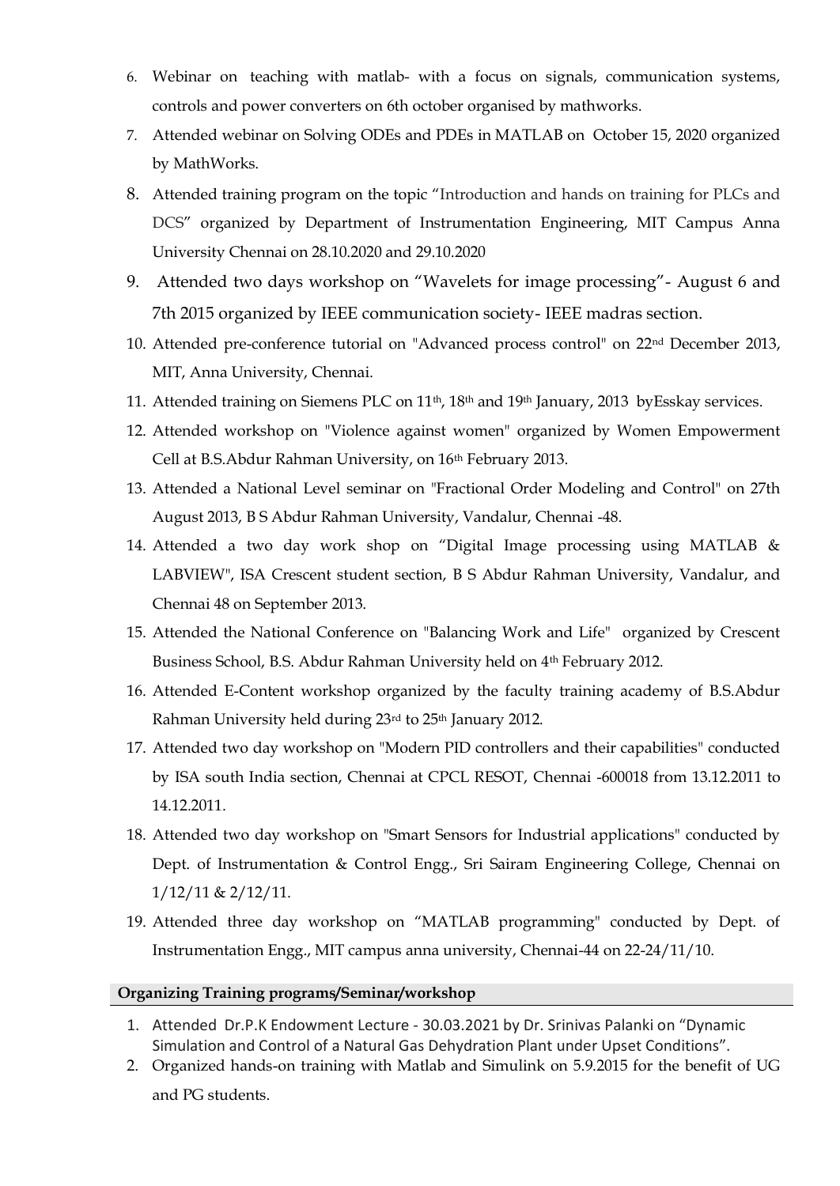6. Webinar on teaching with matlab- with a focus on signals, communication systems, controls and power converters on 6th october organised by mathworks.
7. Attended webinar on Solving ODEs and PDEs in MATLAB on October 15, 2020 organized by MathWorks.
8. Attended training program on the topic "Introduction and hands on training for PLCs and DCS" organized by Department of Instrumentation Engineering, MIT Campus Anna University Chennai on 28.10.2020 and 29.10.2020
9. Attended two days workshop on "Wavelets for image processing"- August 6 and 7th 2015 organized by IEEE communication society- IEEE madras section.
10. Attended pre-conference tutorial on "Advanced process control" on 22nd December 2013, MIT, Anna University, Chennai.
11. Attended training on Siemens PLC on 11th, 18th and 19th January, 2013 byEsskay services.
12. Attended workshop on "Violence against women" organized by Women Empowerment Cell at B.S.Abdur Rahman University, on 16th February 2013.
13. Attended a National Level seminar on "Fractional Order Modeling and Control" on 27th August 2013, B S Abdur Rahman University, Vandalur, Chennai -48.
14. Attended a two day work shop on "Digital Image processing using MATLAB & LABVIEW", ISA Crescent student section, B S Abdur Rahman University, Vandalur, and Chennai 48 on September 2013.
15. Attended the National Conference on "Balancing Work and Life" organized by Crescent Business School, B.S. Abdur Rahman University held on 4th February 2012.
16. Attended E-Content workshop organized by the faculty training academy of B.S.Abdur Rahman University held during 23rd to 25th January 2012.
17. Attended two day workshop on "Modern PID controllers and their capabilities" conducted by ISA south India section, Chennai at CPCL RESOT, Chennai -600018 from 13.12.2011 to 14.12.2011.
18. Attended two day workshop on "Smart Sensors for Industrial applications" conducted by Dept. of Instrumentation & Control Engg., Sri Sairam Engineering College, Chennai on 1/12/11 & 2/12/11.
19. Attended three day workshop on "MATLAB programming" conducted by Dept. of Instrumentation Engg., MIT campus anna university, Chennai-44 on 22-24/11/10.

**Organizing Training programs/Seminar/workshop**

1. Attended Dr.P.K Endowment Lecture - 30.03.2021 by Dr. Srinivas Palanki on "Dynamic Simulation and Control of a Natural Gas Dehydration Plant under Upset Conditions".
2. Organized hands-on training with Matlab and Simulink on 5.9.2015 for the benefit of UG and PG students.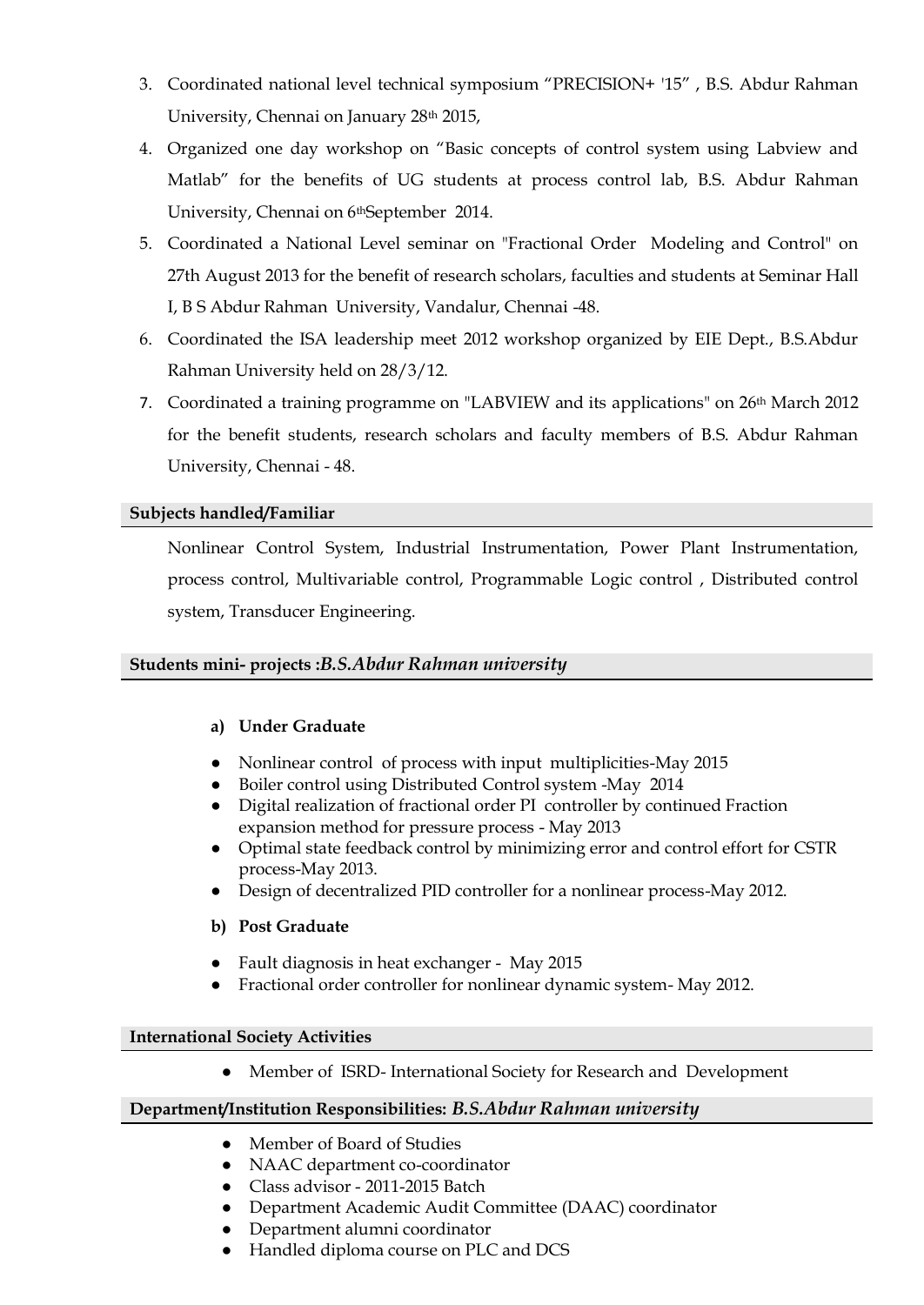3. Coordinated national level technical symposium "PRECISION+ '15" , B.S. Abdur Rahman University, Chennai on January 28th 2015,
4. Organized one day workshop on "Basic concepts of control system using Labview and Matlab" for the benefits of UG students at process control lab, B.S. Abdur Rahman University, Chennai on 6thSeptember 2014.
5. Coordinated a National Level seminar on "Fractional Order Modeling and Control" on 27th August 2013 for the benefit of research scholars, faculties and students at Seminar Hall I, B S Abdur Rahman University, Vandalur, Chennai -48.
6. Coordinated the ISA leadership meet 2012 workshop organized by EIE Dept., B.S.Abdur Rahman University held on 28/3/12.
7. Coordinated a training programme on "LABVIEW and its applications" on 26th March 2012 for the benefit students, research scholars and faculty members of B.S. Abdur Rahman University, Chennai - 48.

## Subjects handled/Familiar

Nonlinear Control System, Industrial Instrumentation, Power Plant Instrumentation, process control, Multivariable control, Programmable Logic control , Distributed control system, Transducer Engineering.

## Students mini- projects :*B.S.Abdur Rahman university*

**a) Under Graduate**

- Nonlinear control of process with input multiplicities-May 2015
- Boiler control using Distributed Control system -May 2014
- Digital realization of fractional order PI controller by continued Fraction expansion method for pressure process - May 2013
- Optimal state feedback control by minimizing error and control effort for CSTR process-May 2013.
- Design of decentralized PID controller for a nonlinear process-May 2012.

**b) Post Graduate**

- Fault diagnosis in heat exchanger - May 2015
- Fractional order controller for nonlinear dynamic system- May 2012.

## International Society Activities

- Member of ISRD- International Society for Research and Development

## Department/Institution Responsibilities: *B.S.Abdur Rahman university*

- Member of Board of Studies
- NAAC department co-coordinator
- Class advisor - 2011-2015 Batch
- Department Academic Audit Committee (DAAC) coordinator
- Department alumni coordinator
- Handled diploma course on PLC and DCS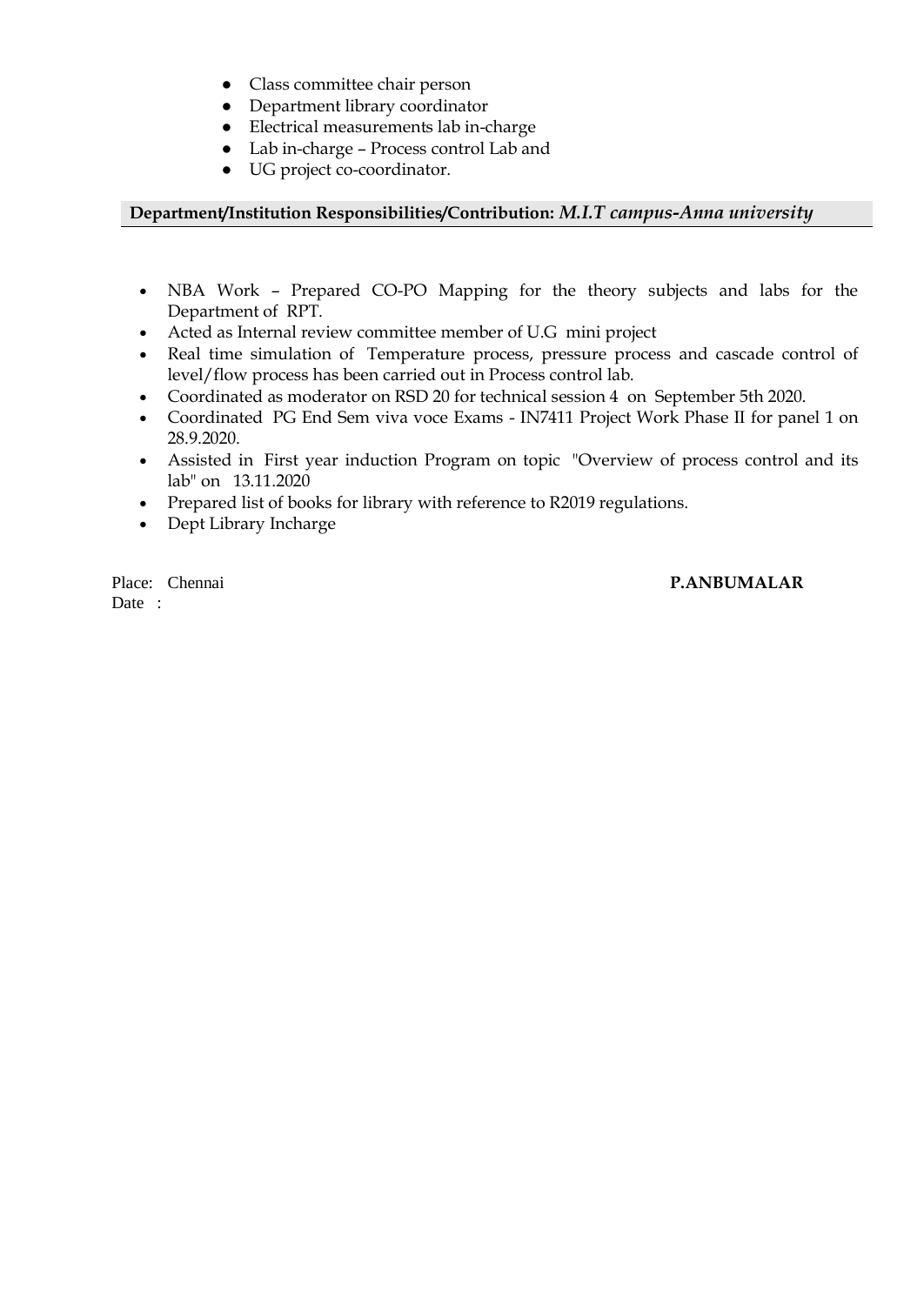- Class committee chair person
- Department library coordinator
- Electrical measurements lab in-charge
- Lab in-charge – Process control Lab and
- UG project co-coordinator.

**Department/Institution Responsibilities/Contribution:** ***M.I.T campus-Anna university***

- NBA Work – Prepared CO-PO Mapping for the theory subjects and labs for the Department of RPT.
- Acted as Internal review committee member of U.G mini project
- Real time simulation of Temperature process, pressure process and cascade control of level/flow process has been carried out in Process control lab.
- Coordinated as moderator on RSD 20 for technical session 4 on September 5th 2020.
- Coordinated PG End Sem viva voce Exams - IN7411 Project Work Phase II for panel 1 on 28.9.2020.
- Assisted in First year induction Program on topic "Overview of process control and its lab" on 13.11.2020
- Prepared list of books for library with reference to R2019 regulations.
- Dept Library Incharge

Place: Chennai **P.ANBUMALAR**

Date :